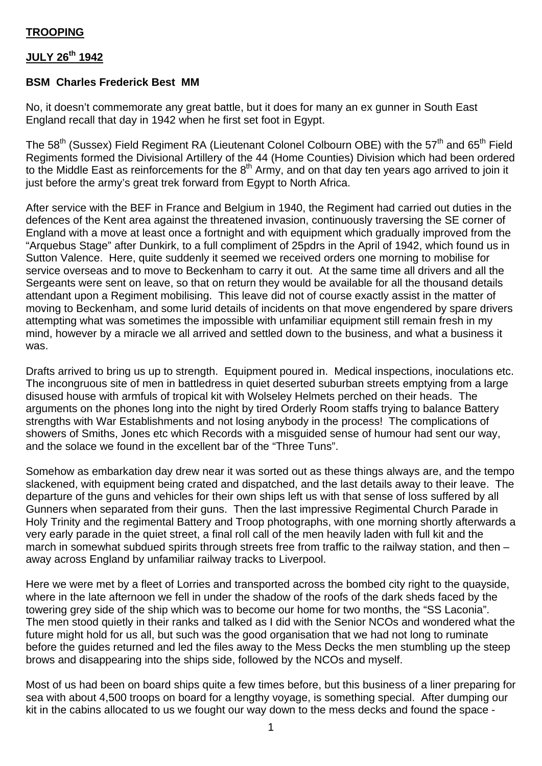**TROOPING**

**JULY 26th 1942**

**BSM Charles Frederick Best MM**

No, it doesn't commemorate any great battle, but it does for many an ex gunner in South East England recall that day in 1942 when he first set foot in Egypt.

The 58th (Sussex) Field Regiment RA (Lieutenant Colonel Colbourn OBE) with the 57th and 65th Field Regiments formed the Divisional Artillery of the 44 (Home Counties) Division which had been ordered to the Middle East as reinforcements for the 8th Army, and on that day ten years ago arrived to join it just before the army's great trek forward from Egypt to North Africa.

After service with the BEF in France and Belgium in 1940, the Regiment had carried out duties in the defences of the Kent area against the threatened invasion, continuously traversing the SE corner of England with a move at least once a fortnight and with equipment which gradually improved from the "Arquebus Stage" after Dunkirk, to a full compliment of 25pdrs in the April of 1942, which found us in Sutton Valence. Here, quite suddenly it seemed we received orders one morning to mobilise for service overseas and to move to Beckenham to carry it out. At the same time all drivers and all the Sergeants were sent on leave, so that on return they would be available for all the thousand details attendant upon a Regiment mobilising. This leave did not of course exactly assist in the matter of moving to Beckenham, and some lurid details of incidents on that move engendered by spare drivers attempting what was sometimes the impossible with unfamiliar equipment still remain fresh in my mind, however by a miracle we all arrived and settled down to the business, and what a business it was.

Drafts arrived to bring us up to strength. Equipment poured in. Medical inspections, inoculations etc. The incongruous site of men in battledress in quiet deserted suburban streets emptying from a large disused house with armfuls of tropical kit with Wolseley Helmets perched on their heads. The arguments on the phones long into the night by tired Orderly Room staffs trying to balance Battery strengths with War Establishments and not losing anybody in the process! The complications of showers of Smiths, Jones etc which Records with a misguided sense of humour had sent our way, and the solace we found in the excellent bar of the "Three Tuns".

Somehow as embarkation day drew near it was sorted out as these things always are, and the tempo slackened, with equipment being crated and dispatched, and the last details away to their leave. The departure of the guns and vehicles for their own ships left us with that sense of loss suffered by all Gunners when separated from their guns. Then the last impressive Regimental Church Parade in Holy Trinity and the regimental Battery and Troop photographs, with one morning shortly afterwards a very early parade in the quiet street, a final roll call of the men heavily laden with full kit and the march in somewhat subdued spirits through streets free from traffic to the railway station, and then – away across England by unfamiliar railway tracks to Liverpool.

Here we were met by a fleet of Lorries and transported across the bombed city right to the quayside, where in the late afternoon we fell in under the shadow of the roofs of the dark sheds faced by the towering grey side of the ship which was to become our home for two months, the "SS Laconia". The men stood quietly in their ranks and talked as I did with the Senior NCOs and wondered what the future might hold for us all, but such was the good organisation that we had not long to ruminate before the guides returned and led the files away to the Mess Decks the men stumbling up the steep brows and disappearing into the ships side, followed by the NCOs and myself.

Most of us had been on board ships quite a few times before, but this business of a liner preparing for sea with about 4,500 troops on board for a lengthy voyage, is something special. After dumping our kit in the cabins allocated to us we fought our way down to the mess decks and found the space -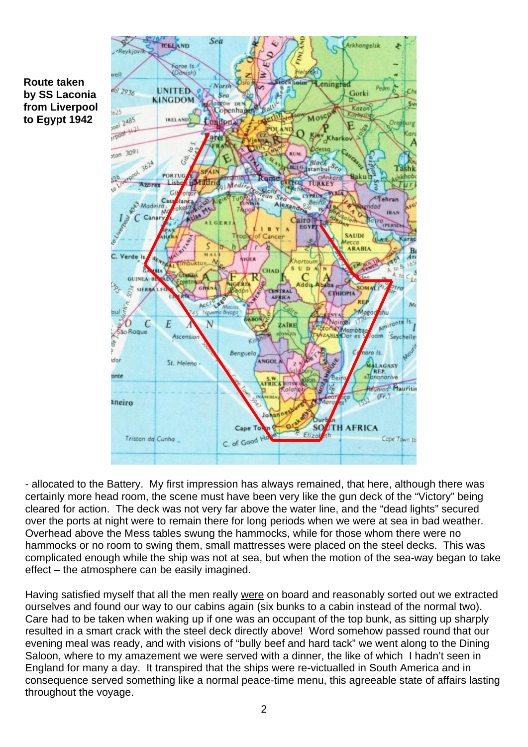**Route taken by SS Laconia from Liverpool to Egypt 1942**

- allocated to the Battery. My first impression has always remained, that here, although there was certainly more head room, the scene must have been very like the gun deck of the "Victory" being cleared for action. The deck was not very far above the water line, and the "dead lights" secured over the ports at night were to remain there for long periods when we were at sea in bad weather. Overhead above the Mess tables swung the hammocks, while for those whom there were no hammocks or no room to swing them, small mattresses were placed on the steel decks. This was complicated enough while the ship was not at sea, but when the motion of the sea-way began to take effect – the atmosphere can be easily imagined.

Having satisfied myself that all the men really <u>were</u> on board and reasonably sorted out we extracted ourselves and found our way to our cabins again (six bunks to a cabin instead of the normal two). Care had to be taken when waking up if one was an occupant of the top bunk, as sitting up sharply resulted in a smart crack with the steel deck directly above! Word somehow passed round that our evening meal was ready, and with visions of "bully beef and hard tack" we went along to the Dining Saloon, where to my amazement we were served with a dinner, the like of which I hadn't seen in England for many a day. It transpired that the ships were re-victualled in South America and in consequence served something like a normal peace-time menu, this agreeable state of affairs lasting throughout the voyage.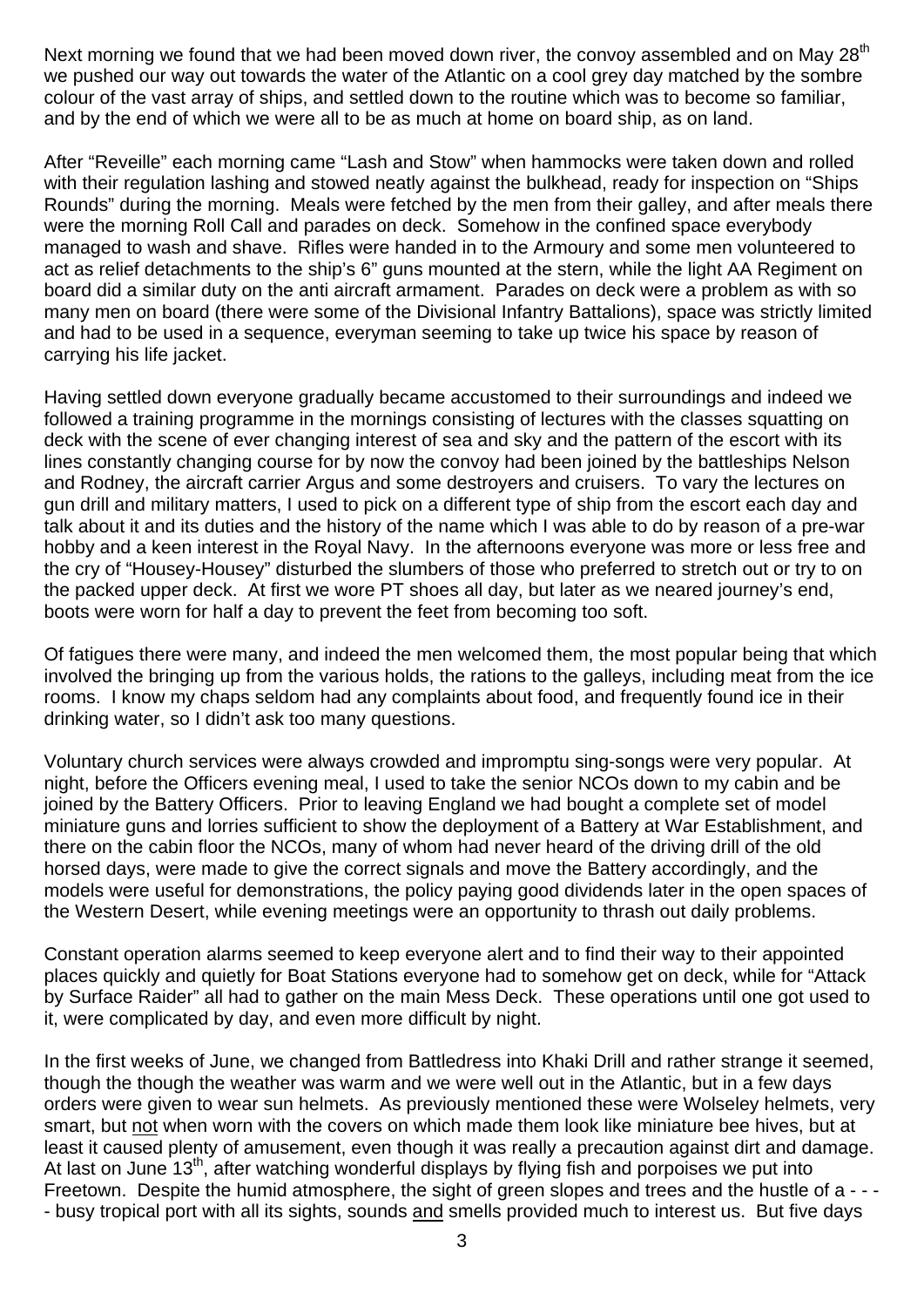Next morning we found that we had been moved down river, the convoy assembled and on May 28th we pushed our way out towards the water of the Atlantic on a cool grey day matched by the sombre colour of the vast array of ships, and settled down to the routine which was to become so familiar, and by the end of which we were all to be as much at home on board ship, as on land.

After "Reveille" each morning came "Lash and Stow" when hammocks were taken down and rolled with their regulation lashing and stowed neatly against the bulkhead, ready for inspection on "Ships Rounds" during the morning. Meals were fetched by the men from their galley, and after meals there were the morning Roll Call and parades on deck. Somehow in the confined space everybody managed to wash and shave. Rifles were handed in to the Armoury and some men volunteered to act as relief detachments to the ship's 6" guns mounted at the stern, while the light AA Regiment on board did a similar duty on the anti aircraft armament. Parades on deck were a problem as with so many men on board (there were some of the Divisional Infantry Battalions), space was strictly limited and had to be used in a sequence, everyman seeming to take up twice his space by reason of carrying his life jacket.

Having settled down everyone gradually became accustomed to their surroundings and indeed we followed a training programme in the mornings consisting of lectures with the classes squatting on deck with the scene of ever changing interest of sea and sky and the pattern of the escort with its lines constantly changing course for by now the convoy had been joined by the battleships Nelson and Rodney, the aircraft carrier Argus and some destroyers and cruisers. To vary the lectures on gun drill and military matters, I used to pick on a different type of ship from the escort each day and talk about it and its duties and the history of the name which I was able to do by reason of a pre-war hobby and a keen interest in the Royal Navy. In the afternoons everyone was more or less free and the cry of "Housey-Housey" disturbed the slumbers of those who preferred to stretch out or try to on the packed upper deck. At first we wore PT shoes all day, but later as we neared journey's end, boots were worn for half a day to prevent the feet from becoming too soft.

Of fatigues there were many, and indeed the men welcomed them, the most popular being that which involved the bringing up from the various holds, the rations to the galleys, including meat from the ice rooms. I know my chaps seldom had any complaints about food, and frequently found ice in their drinking water, so I didn't ask too many questions.

Voluntary church services were always crowded and impromptu sing-songs were very popular. At night, before the Officers evening meal, I used to take the senior NCOs down to my cabin and be joined by the Battery Officers. Prior to leaving England we had bought a complete set of model miniature guns and lorries sufficient to show the deployment of a Battery at War Establishment, and there on the cabin floor the NCOs, many of whom had never heard of the driving drill of the old horsed days, were made to give the correct signals and move the Battery accordingly, and the models were useful for demonstrations, the policy paying good dividends later in the open spaces of the Western Desert, while evening meetings were an opportunity to thrash out daily problems.

Constant operation alarms seemed to keep everyone alert and to find their way to their appointed places quickly and quietly for Boat Stations everyone had to somehow get on deck, while for "Attack by Surface Raider" all had to gather on the main Mess Deck. These operations until one got used to it, were complicated by day, and even more difficult by night.

In the first weeks of June, we changed from Battledress into Khaki Drill and rather strange it seemed, though the though the weather was warm and we were well out in the Atlantic, but in a few days orders were given to wear sun helmets. As previously mentioned these were Wolseley helmets, very smart, but <u>not</u> when worn with the covers on which made them look like miniature bee hives, but at least it caused plenty of amusement, even though it was really a precaution against dirt and damage. At last on June 13th, after watching wonderful displays by flying fish and porpoises we put into Freetown. Despite the humid atmosphere, the sight of green slopes and trees and the hustle of a - - - - busy tropical port with all its sights, sounds <u>and</u> smells provided much to interest us. But five days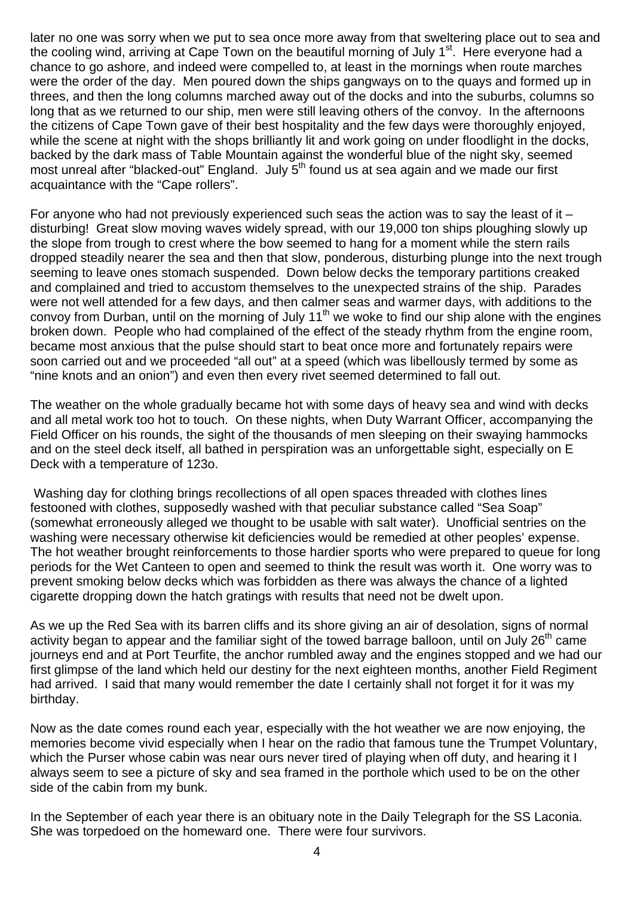later no one was sorry when we put to sea once more away from that sweltering place out to sea and the cooling wind, arriving at Cape Town on the beautiful morning of July 1st. Here everyone had a chance to go ashore, and indeed were compelled to, at least in the mornings when route marches were the order of the day. Men poured down the ships gangways on to the quays and formed up in threes, and then the long columns marched away out of the docks and into the suburbs, columns so long that as we returned to our ship, men were still leaving others of the convoy. In the afternoons the citizens of Cape Town gave of their best hospitality and the few days were thoroughly enjoyed, while the scene at night with the shops brilliantly lit and work going on under floodlight in the docks, backed by the dark mass of Table Mountain against the wonderful blue of the night sky, seemed most unreal after "blacked-out" England. July 5th found us at sea again and we made our first acquaintance with the "Cape rollers".

For anyone who had not previously experienced such seas the action was to say the least of it – disturbing! Great slow moving waves widely spread, with our 19,000 ton ships ploughing slowly up the slope from trough to crest where the bow seemed to hang for a moment while the stern rails dropped steadily nearer the sea and then that slow, ponderous, disturbing plunge into the next trough seeming to leave ones stomach suspended. Down below decks the temporary partitions creaked and complained and tried to accustom themselves to the unexpected strains of the ship. Parades were not well attended for a few days, and then calmer seas and warmer days, with additions to the convoy from Durban, until on the morning of July 11th we woke to find our ship alone with the engines broken down. People who had complained of the effect of the steady rhythm from the engine room, became most anxious that the pulse should start to beat once more and fortunately repairs were soon carried out and we proceeded "all out" at a speed (which was libellously termed by some as "nine knots and an onion") and even then every rivet seemed determined to fall out.

The weather on the whole gradually became hot with some days of heavy sea and wind with decks and all metal work too hot to touch. On these nights, when Duty Warrant Officer, accompanying the Field Officer on his rounds, the sight of the thousands of men sleeping on their swaying hammocks and on the steel deck itself, all bathed in perspiration was an unforgettable sight, especially on E Deck with a temperature of 123o.

Washing day for clothing brings recollections of all open spaces threaded with clothes lines festooned with clothes, supposedly washed with that peculiar substance called "Sea Soap" (somewhat erroneously alleged we thought to be usable with salt water). Unofficial sentries on the washing were necessary otherwise kit deficiencies would be remedied at other peoples' expense. The hot weather brought reinforcements to those hardier sports who were prepared to queue for long periods for the Wet Canteen to open and seemed to think the result was worth it. One worry was to prevent smoking below decks which was forbidden as there was always the chance of a lighted cigarette dropping down the hatch gratings with results that need not be dwelt upon.

As we up the Red Sea with its barren cliffs and its shore giving an air of desolation, signs of normal activity began to appear and the familiar sight of the towed barrage balloon, until on July 26th came journeys end and at Port Teurfite, the anchor rumbled away and the engines stopped and we had our first glimpse of the land which held our destiny for the next eighteen months, another Field Regiment had arrived. I said that many would remember the date I certainly shall not forget it for it was my birthday.

Now as the date comes round each year, especially with the hot weather we are now enjoying, the memories become vivid especially when I hear on the radio that famous tune the Trumpet Voluntary, which the Purser whose cabin was near ours never tired of playing when off duty, and hearing it I always seem to see a picture of sky and sea framed in the porthole which used to be on the other side of the cabin from my bunk.

In the September of each year there is an obituary note in the Daily Telegraph for the SS Laconia. She was torpedoed on the homeward one. There were four survivors.